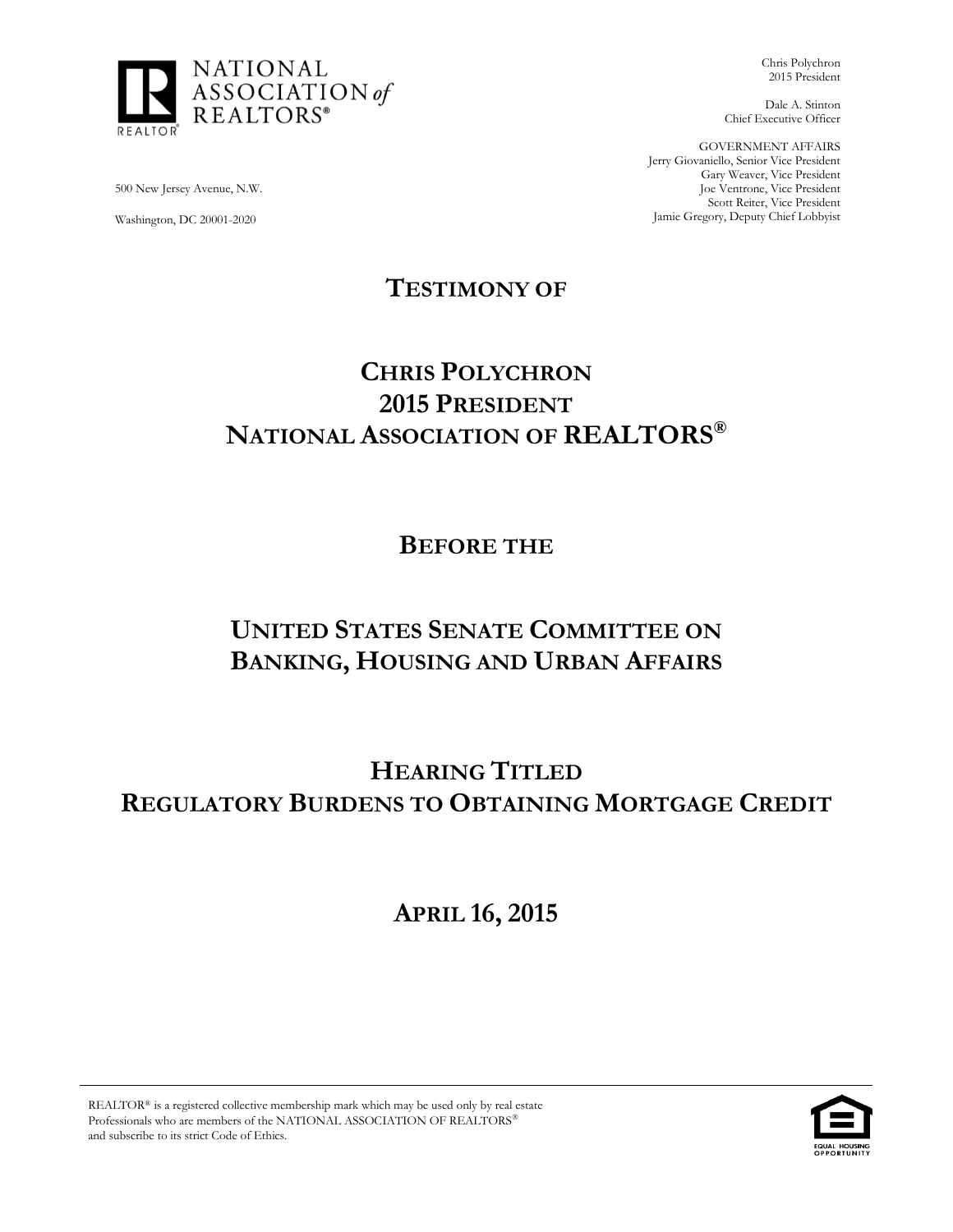NATIONAL ASSOCIATION *of* REALTORS®

500 New Jersey Avenue, N.W.

Washington, DC 20001-2020

Chris Polychron
2015 President

Dale A. Stinton
Chief Executive Officer

GOVERNMENT AFFAIRS
Jerry Giovaniello, Senior Vice President
Gary Weaver, Vice President
Joe Ventrone, Vice President
Scott Reiter, Vice President
Jamie Gregory, Deputy Chief Lobbyist

# TESTIMONY OF

## CHRIS POLYCHRON
## 2015 PRESIDENT
## NATIONAL ASSOCIATION OF REALTORS®

## BEFORE THE

## UNITED STATES SENATE COMMITTEE ON BANKING, HOUSING AND URBAN AFFAIRS

## HEARING TITLED
## REGULATORY BURDENS TO OBTAINING MORTGAGE CREDIT

## APRIL 16, 2015

REALTOR® is a registered collective membership mark which may be used only by real estate Professionals who are members of the NATIONAL ASSOCIATION OF REALTORS® and subscribe to its strict Code of Ethics.

EQUAL HOUSING OPPORTUNITY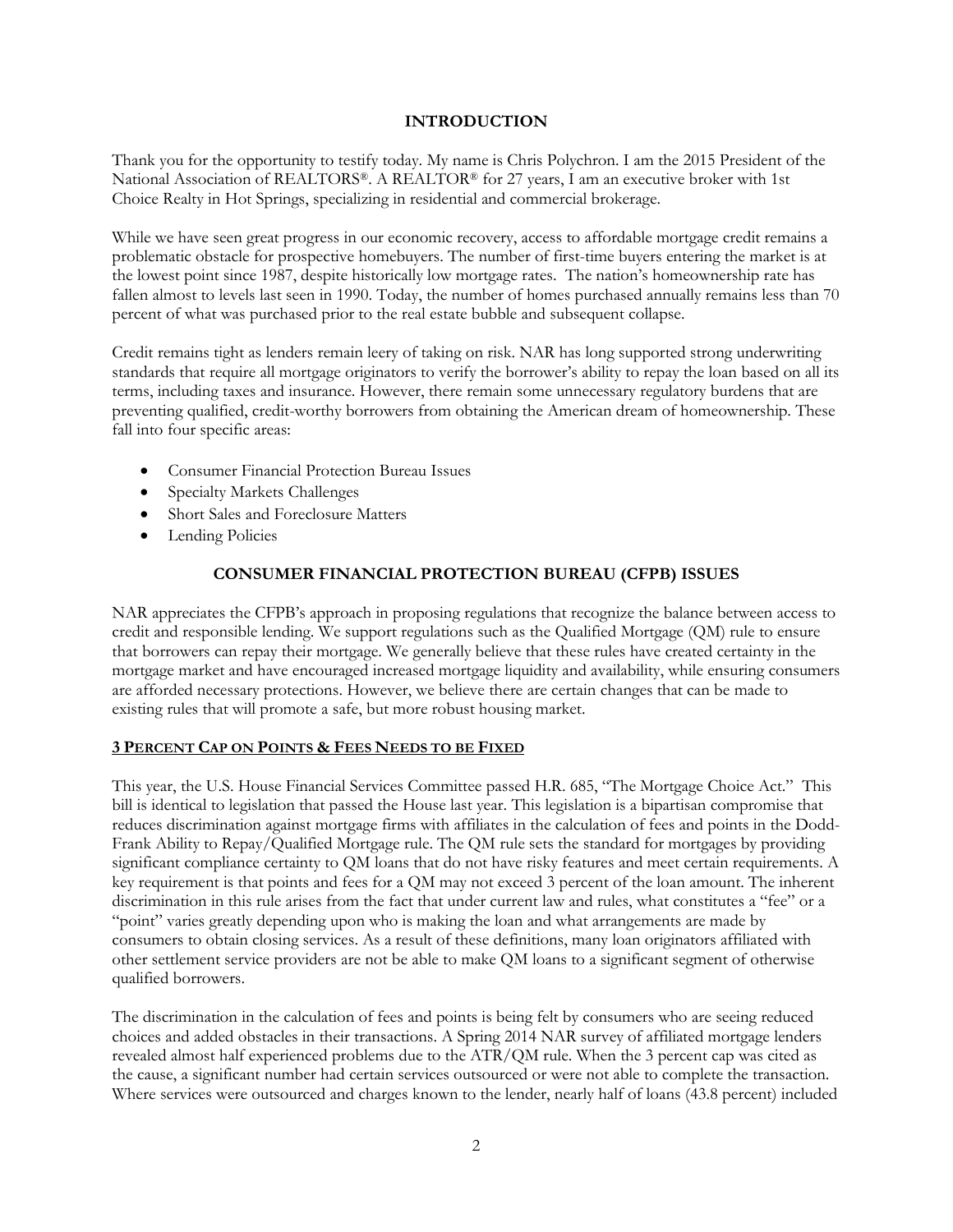## INTRODUCTION

Thank you for the opportunity to testify today. My name is Chris Polychron. I am the 2015 President of the National Association of REALTORS®. A REALTOR® for 27 years, I am an executive broker with 1st Choice Realty in Hot Springs, specializing in residential and commercial brokerage.

While we have seen great progress in our economic recovery, access to affordable mortgage credit remains a problematic obstacle for prospective homebuyers. The number of first-time buyers entering the market is at the lowest point since 1987, despite historically low mortgage rates. The nation's homeownership rate has fallen almost to levels last seen in 1990. Today, the number of homes purchased annually remains less than 70 percent of what was purchased prior to the real estate bubble and subsequent collapse.

Credit remains tight as lenders remain leery of taking on risk. NAR has long supported strong underwriting standards that require all mortgage originators to verify the borrower's ability to repay the loan based on all its terms, including taxes and insurance. However, there remain some unnecessary regulatory burdens that are preventing qualified, credit-worthy borrowers from obtaining the American dream of homeownership. These fall into four specific areas:

- Consumer Financial Protection Bureau Issues
- Specialty Markets Challenges
- Short Sales and Foreclosure Matters
- Lending Policies

## CONSUMER FINANCIAL PROTECTION BUREAU (CFPB) ISSUES

NAR appreciates the CFPB's approach in proposing regulations that recognize the balance between access to credit and responsible lending. We support regulations such as the Qualified Mortgage (QM) rule to ensure that borrowers can repay their mortgage. We generally believe that these rules have created certainty in the mortgage market and have encouraged increased mortgage liquidity and availability, while ensuring consumers are afforded necessary protections. However, we believe there are certain changes that can be made to existing rules that will promote a safe, but more robust housing market.

### 3 PERCENT CAP ON POINTS & FEES NEEDS TO BE FIXED

This year, the U.S. House Financial Services Committee passed H.R. 685, "The Mortgage Choice Act." This bill is identical to legislation that passed the House last year. This legislation is a bipartisan compromise that reduces discrimination against mortgage firms with affiliates in the calculation of fees and points in the Dodd-Frank Ability to Repay/Qualified Mortgage rule. The QM rule sets the standard for mortgages by providing significant compliance certainty to QM loans that do not have risky features and meet certain requirements. A key requirement is that points and fees for a QM may not exceed 3 percent of the loan amount. The inherent discrimination in this rule arises from the fact that under current law and rules, what constitutes a "fee" or a "point" varies greatly depending upon who is making the loan and what arrangements are made by consumers to obtain closing services. As a result of these definitions, many loan originators affiliated with other settlement service providers are not be able to make QM loans to a significant segment of otherwise qualified borrowers.

The discrimination in the calculation of fees and points is being felt by consumers who are seeing reduced choices and added obstacles in their transactions. A Spring 2014 NAR survey of affiliated mortgage lenders revealed almost half experienced problems due to the ATR/QM rule. When the 3 percent cap was cited as the cause, a significant number had certain services outsourced or were not able to complete the transaction. Where services were outsourced and charges known to the lender, nearly half of loans (43.8 percent) included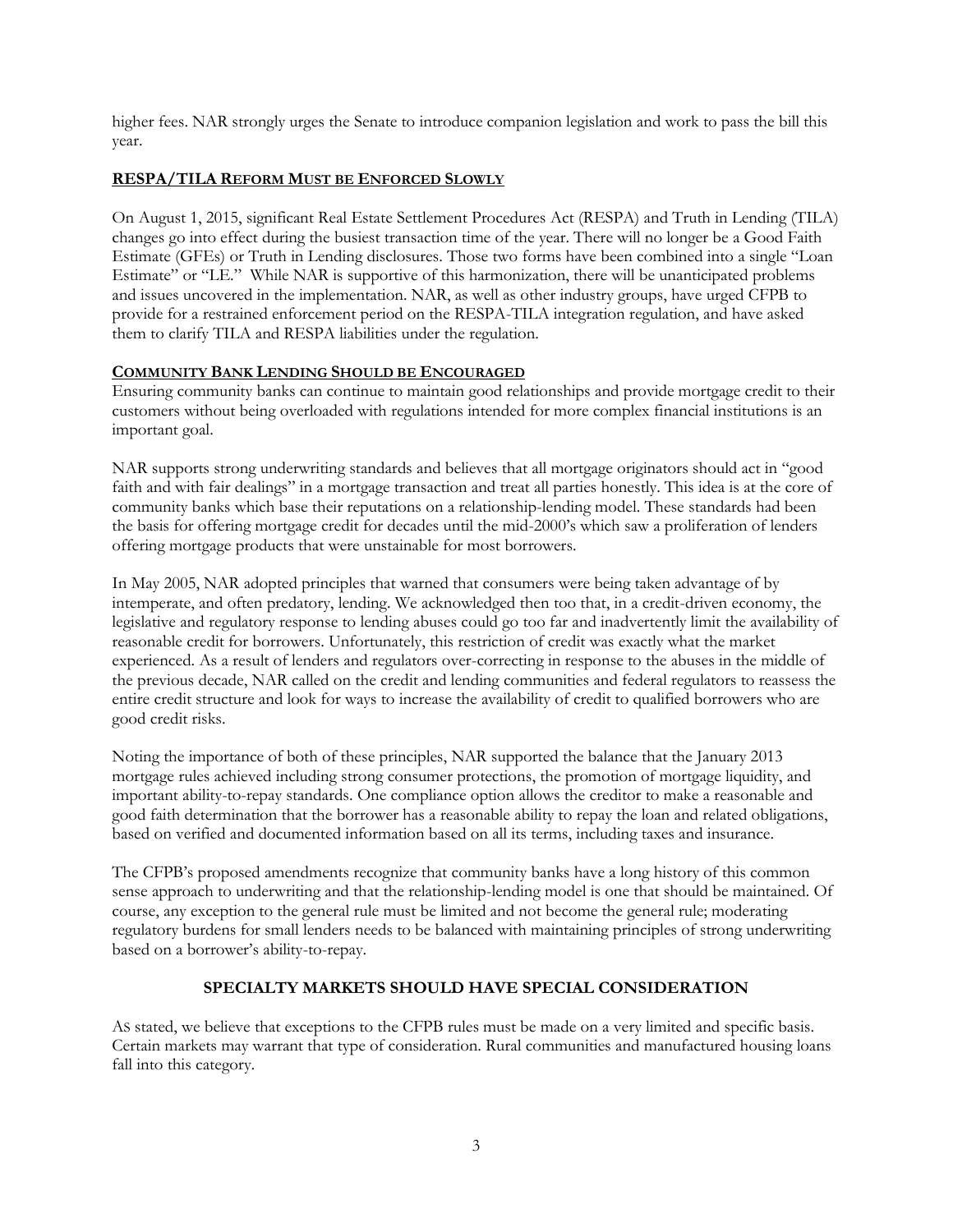higher fees. NAR strongly urges the Senate to introduce companion legislation and work to pass the bill this year.

## RESPA/TILA REFORM MUST BE ENFORCED SLOWLY

On August 1, 2015, significant Real Estate Settlement Procedures Act (RESPA) and Truth in Lending (TILA) changes go into effect during the busiest transaction time of the year. There will no longer be a Good Faith Estimate (GFEs) or Truth in Lending disclosures. Those two forms have been combined into a single "Loan Estimate" or "LE." While NAR is supportive of this harmonization, there will be unanticipated problems and issues uncovered in the implementation. NAR, as well as other industry groups, have urged CFPB to provide for a restrained enforcement period on the RESPA-TILA integration regulation, and have asked them to clarify TILA and RESPA liabilities under the regulation.

## COMMUNITY BANK LENDING SHOULD BE ENCOURAGED

Ensuring community banks can continue to maintain good relationships and provide mortgage credit to their customers without being overloaded with regulations intended for more complex financial institutions is an important goal.

NAR supports strong underwriting standards and believes that all mortgage originators should act in "good faith and with fair dealings" in a mortgage transaction and treat all parties honestly. This idea is at the core of community banks which base their reputations on a relationship-lending model. These standards had been the basis for offering mortgage credit for decades until the mid-2000's which saw a proliferation of lenders offering mortgage products that were unstainable for most borrowers.

In May 2005, NAR adopted principles that warned that consumers were being taken advantage of by intemperate, and often predatory, lending. We acknowledged then too that, in a credit-driven economy, the legislative and regulatory response to lending abuses could go too far and inadvertently limit the availability of reasonable credit for borrowers. Unfortunately, this restriction of credit was exactly what the market experienced. As a result of lenders and regulators over-correcting in response to the abuses in the middle of the previous decade, NAR called on the credit and lending communities and federal regulators to reassess the entire credit structure and look for ways to increase the availability of credit to qualified borrowers who are good credit risks.

Noting the importance of both of these principles, NAR supported the balance that the January 2013 mortgage rules achieved including strong consumer protections, the promotion of mortgage liquidity, and important ability-to-repay standards. One compliance option allows the creditor to make a reasonable and good faith determination that the borrower has a reasonable ability to repay the loan and related obligations, based on verified and documented information based on all its terms, including taxes and insurance.

The CFPB's proposed amendments recognize that community banks have a long history of this common sense approach to underwriting and that the relationship-lending model is one that should be maintained. Of course, any exception to the general rule must be limited and not become the general rule; moderating regulatory burdens for small lenders needs to be balanced with maintaining principles of strong underwriting based on a borrower's ability-to-repay.

## SPECIALTY MARKETS SHOULD HAVE SPECIAL CONSIDERATION

AS stated, we believe that exceptions to the CFPB rules must be made on a very limited and specific basis. Certain markets may warrant that type of consideration. Rural communities and manufactured housing loans fall into this category.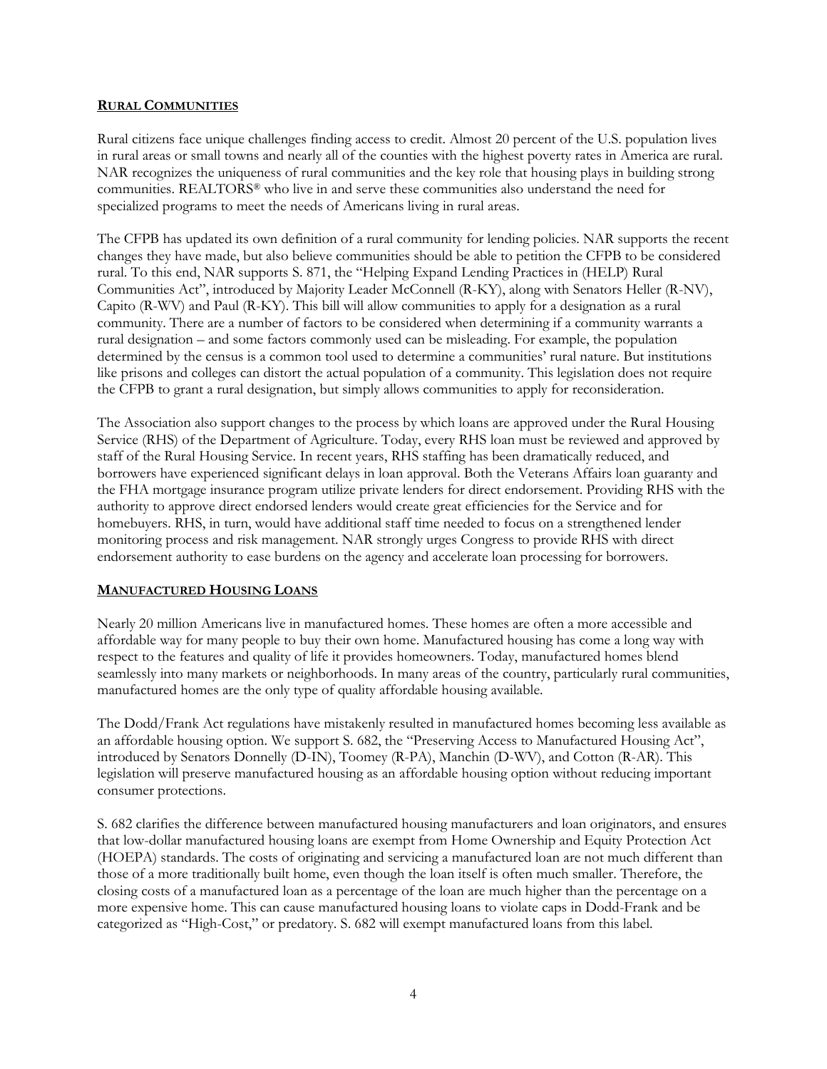## RURAL COMMUNITIES

Rural citizens face unique challenges finding access to credit. Almost 20 percent of the U.S. population lives in rural areas or small towns and nearly all of the counties with the highest poverty rates in America are rural. NAR recognizes the uniqueness of rural communities and the key role that housing plays in building strong communities. REALTORS® who live in and serve these communities also understand the need for specialized programs to meet the needs of Americans living in rural areas.

The CFPB has updated its own definition of a rural community for lending policies. NAR supports the recent changes they have made, but also believe communities should be able to petition the CFPB to be considered rural. To this end, NAR supports S. 871, the "Helping Expand Lending Practices in (HELP) Rural Communities Act", introduced by Majority Leader McConnell (R-KY), along with Senators Heller (R-NV), Capito (R-WV) and Paul (R-KY). This bill will allow communities to apply for a designation as a rural community. There are a number of factors to be considered when determining if a community warrants a rural designation – and some factors commonly used can be misleading. For example, the population determined by the census is a common tool used to determine a communities' rural nature. But institutions like prisons and colleges can distort the actual population of a community. This legislation does not require the CFPB to grant a rural designation, but simply allows communities to apply for reconsideration.

The Association also support changes to the process by which loans are approved under the Rural Housing Service (RHS) of the Department of Agriculture. Today, every RHS loan must be reviewed and approved by staff of the Rural Housing Service. In recent years, RHS staffing has been dramatically reduced, and borrowers have experienced significant delays in loan approval. Both the Veterans Affairs loan guaranty and the FHA mortgage insurance program utilize private lenders for direct endorsement. Providing RHS with the authority to approve direct endorsed lenders would create great efficiencies for the Service and for homebuyers. RHS, in turn, would have additional staff time needed to focus on a strengthened lender monitoring process and risk management. NAR strongly urges Congress to provide RHS with direct endorsement authority to ease burdens on the agency and accelerate loan processing for borrowers.

## MANUFACTURED HOUSING LOANS

Nearly 20 million Americans live in manufactured homes. These homes are often a more accessible and affordable way for many people to buy their own home. Manufactured housing has come a long way with respect to the features and quality of life it provides homeowners. Today, manufactured homes blend seamlessly into many markets or neighborhoods. In many areas of the country, particularly rural communities, manufactured homes are the only type of quality affordable housing available.

The Dodd/Frank Act regulations have mistakenly resulted in manufactured homes becoming less available as an affordable housing option. We support S. 682, the "Preserving Access to Manufactured Housing Act", introduced by Senators Donnelly (D-IN), Toomey (R-PA), Manchin (D-WV), and Cotton (R-AR). This legislation will preserve manufactured housing as an affordable housing option without reducing important consumer protections.

S. 682 clarifies the difference between manufactured housing manufacturers and loan originators, and ensures that low-dollar manufactured housing loans are exempt from Home Ownership and Equity Protection Act (HOEPA) standards. The costs of originating and servicing a manufactured loan are not much different than those of a more traditionally built home, even though the loan itself is often much smaller. Therefore, the closing costs of a manufactured loan as a percentage of the loan are much higher than the percentage on a more expensive home. This can cause manufactured housing loans to violate caps in Dodd-Frank and be categorized as "High-Cost," or predatory. S. 682 will exempt manufactured loans from this label.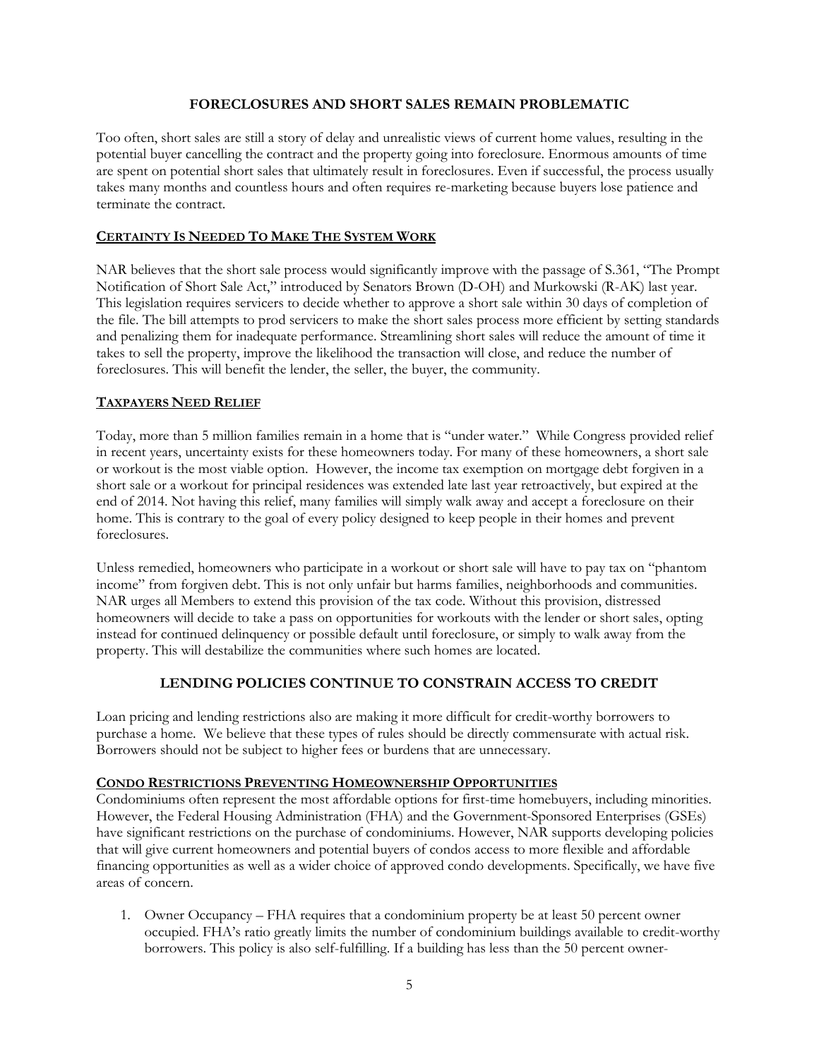## FORECLOSURES AND SHORT SALES REMAIN PROBLEMATIC

Too often, short sales are still a story of delay and unrealistic views of current home values, resulting in the potential buyer cancelling the contract and the property going into foreclosure. Enormous amounts of time are spent on potential short sales that ultimately result in foreclosures. Even if successful, the process usually takes many months and countless hours and often requires re-marketing because buyers lose patience and terminate the contract.

### CERTAINTY IS NEEDED TO MAKE THE SYSTEM WORK

NAR believes that the short sale process would significantly improve with the passage of S.361, "The Prompt Notification of Short Sale Act," introduced by Senators Brown (D-OH) and Murkowski (R-AK) last year. This legislation requires servicers to decide whether to approve a short sale within 30 days of completion of the file. The bill attempts to prod servicers to make the short sales process more efficient by setting standards and penalizing them for inadequate performance. Streamlining short sales will reduce the amount of time it takes to sell the property, improve the likelihood the transaction will close, and reduce the number of foreclosures. This will benefit the lender, the seller, the buyer, the community.

### TAXPAYERS NEED RELIEF

Today, more than 5 million families remain in a home that is "under water." While Congress provided relief in recent years, uncertainty exists for these homeowners today. For many of these homeowners, a short sale or workout is the most viable option. However, the income tax exemption on mortgage debt forgiven in a short sale or a workout for principal residences was extended late last year retroactively, but expired at the end of 2014. Not having this relief, many families will simply walk away and accept a foreclosure on their home. This is contrary to the goal of every policy designed to keep people in their homes and prevent foreclosures.

Unless remedied, homeowners who participate in a workout or short sale will have to pay tax on "phantom income" from forgiven debt. This is not only unfair but harms families, neighborhoods and communities. NAR urges all Members to extend this provision of the tax code. Without this provision, distressed homeowners will decide to take a pass on opportunities for workouts with the lender or short sales, opting instead for continued delinquency or possible default until foreclosure, or simply to walk away from the property. This will destabilize the communities where such homes are located.

## LENDING POLICIES CONTINUE TO CONSTRAIN ACCESS TO CREDIT

Loan pricing and lending restrictions also are making it more difficult for credit-worthy borrowers to purchase a home. We believe that these types of rules should be directly commensurate with actual risk. Borrowers should not be subject to higher fees or burdens that are unnecessary.

### CONDO RESTRICTIONS PREVENTING HOMEOWNERSHIP OPPORTUNITIES

Condominiums often represent the most affordable options for first-time homebuyers, including minorities. However, the Federal Housing Administration (FHA) and the Government-Sponsored Enterprises (GSEs) have significant restrictions on the purchase of condominiums. However, NAR supports developing policies that will give current homeowners and potential buyers of condos access to more flexible and affordable financing opportunities as well as a wider choice of approved condo developments. Specifically, we have five areas of concern.

1. Owner Occupancy – FHA requires that a condominium property be at least 50 percent owner occupied. FHA's ratio greatly limits the number of condominium buildings available to credit-worthy borrowers. This policy is also self-fulfilling. If a building has less than the 50 percent owner-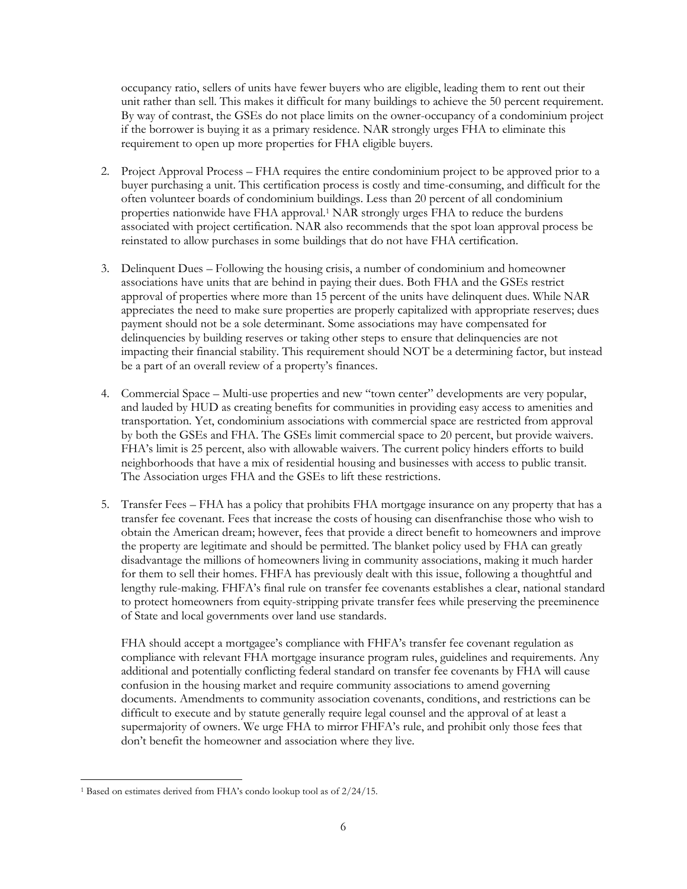occupancy ratio, sellers of units have fewer buyers who are eligible, leading them to rent out their unit rather than sell. This makes it difficult for many buildings to achieve the 50 percent requirement. By way of contrast, the GSEs do not place limits on the owner-occupancy of a condominium project if the borrower is buying it as a primary residence. NAR strongly urges FHA to eliminate this requirement to open up more properties for FHA eligible buyers.

2. Project Approval Process – FHA requires the entire condominium project to be approved prior to a buyer purchasing a unit. This certification process is costly and time-consuming, and difficult for the often volunteer boards of condominium buildings. Less than 20 percent of all condominium properties nationwide have FHA approval.[1] NAR strongly urges FHA to reduce the burdens associated with project certification. NAR also recommends that the spot loan approval process be reinstated to allow purchases in some buildings that do not have FHA certification.

3. Delinquent Dues – Following the housing crisis, a number of condominium and homeowner associations have units that are behind in paying their dues. Both FHA and the GSEs restrict approval of properties where more than 15 percent of the units have delinquent dues. While NAR appreciates the need to make sure properties are properly capitalized with appropriate reserves; dues payment should not be a sole determinant. Some associations may have compensated for delinquencies by building reserves or taking other steps to ensure that delinquencies are not impacting their financial stability. This requirement should NOT be a determining factor, but instead be a part of an overall review of a property's finances.

4. Commercial Space – Multi-use properties and new "town center" developments are very popular, and lauded by HUD as creating benefits for communities in providing easy access to amenities and transportation. Yet, condominium associations with commercial space are restricted from approval by both the GSEs and FHA. The GSEs limit commercial space to 20 percent, but provide waivers. FHA's limit is 25 percent, also with allowable waivers. The current policy hinders efforts to build neighborhoods that have a mix of residential housing and businesses with access to public transit. The Association urges FHA and the GSEs to lift these restrictions.

5. Transfer Fees – FHA has a policy that prohibits FHA mortgage insurance on any property that has a transfer fee covenant. Fees that increase the costs of housing can disenfranchise those who wish to obtain the American dream; however, fees that provide a direct benefit to homeowners and improve the property are legitimate and should be permitted. The blanket policy used by FHA can greatly disadvantage the millions of homeowners living in community associations, making it much harder for them to sell their homes. FHFA has previously dealt with this issue, following a thoughtful and lengthy rule-making. FHFA's final rule on transfer fee covenants establishes a clear, national standard to protect homeowners from equity-stripping private transfer fees while preserving the preeminence of State and local governments over land use standards.

   FHA should accept a mortgagee's compliance with FHFA's transfer fee covenant regulation as compliance with relevant FHA mortgage insurance program rules, guidelines and requirements. Any additional and potentially conflicting federal standard on transfer fee covenants by FHA will cause confusion in the housing market and require community associations to amend governing documents. Amendments to community association covenants, conditions, and restrictions can be difficult to execute and by statute generally require legal counsel and the approval of at least a supermajority of owners. We urge FHA to mirror FHFA's rule, and prohibit only those fees that don't benefit the homeowner and association where they live.

---

[1] Based on estimates derived from FHA's condo lookup tool as of 2/24/15.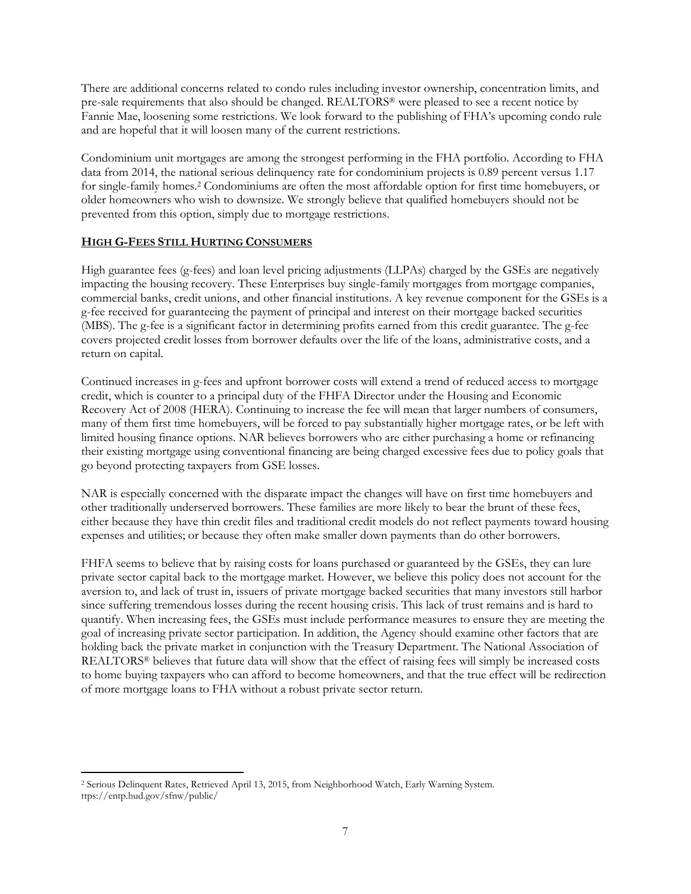There are additional concerns related to condo rules including investor ownership, concentration limits, and pre-sale requirements that also should be changed. REALTORS® were pleased to see a recent notice by Fannie Mae, loosening some restrictions. We look forward to the publishing of FHA's upcoming condo rule and are hopeful that it will loosen many of the current restrictions.

Condominium unit mortgages are among the strongest performing in the FHA portfolio. According to FHA data from 2014, the national serious delinquency rate for condominium projects is 0.89 percent versus 1.17 for single-family homes.[2] Condominiums are often the most affordable option for first time homebuyers, or older homeowners who wish to downsize. We strongly believe that qualified homebuyers should not be prevented from this option, simply due to mortgage restrictions.

## HIGH G-FEES STILL HURTING CONSUMERS

High guarantee fees (g-fees) and loan level pricing adjustments (LLPAs) charged by the GSEs are negatively impacting the housing recovery. These Enterprises buy single-family mortgages from mortgage companies, commercial banks, credit unions, and other financial institutions. A key revenue component for the GSEs is a g-fee received for guaranteeing the payment of principal and interest on their mortgage backed securities (MBS). The g-fee is a significant factor in determining profits earned from this credit guarantee. The g-fee covers projected credit losses from borrower defaults over the life of the loans, administrative costs, and a return on capital.

Continued increases in g-fees and upfront borrower costs will extend a trend of reduced access to mortgage credit, which is counter to a principal duty of the FHFA Director under the Housing and Economic Recovery Act of 2008 (HERA). Continuing to increase the fee will mean that larger numbers of consumers, many of them first time homebuyers, will be forced to pay substantially higher mortgage rates, or be left with limited housing finance options. NAR believes borrowers who are either purchasing a home or refinancing their existing mortgage using conventional financing are being charged excessive fees due to policy goals that go beyond protecting taxpayers from GSE losses.

NAR is especially concerned with the disparate impact the changes will have on first time homebuyers and other traditionally underserved borrowers. These families are more likely to bear the brunt of these fees, either because they have thin credit files and traditional credit models do not reflect payments toward housing expenses and utilities; or because they often make smaller down payments than do other borrowers.

FHFA seems to believe that by raising costs for loans purchased or guaranteed by the GSEs, they can lure private sector capital back to the mortgage market. However, we believe this policy does not account for the aversion to, and lack of trust in, issuers of private mortgage backed securities that many investors still harbor since suffering tremendous losses during the recent housing crisis. This lack of trust remains and is hard to quantify. When increasing fees, the GSEs must include performance measures to ensure they are meeting the goal of increasing private sector participation. In addition, the Agency should examine other factors that are holding back the private market in conjunction with the Treasury Department. The National Association of REALTORS® believes that future data will show that the effect of raising fees will simply be increased costs to home buying taxpayers who can afford to become homeowners, and that the true effect will be redirection of more mortgage loans to FHA without a robust private sector return.

---

[2] Serious Delinquent Rates, Retrieved April 13, 2015, from Neighborhood Watch, Early Warning System. ttps://entp.hud.gov/sfnw/public/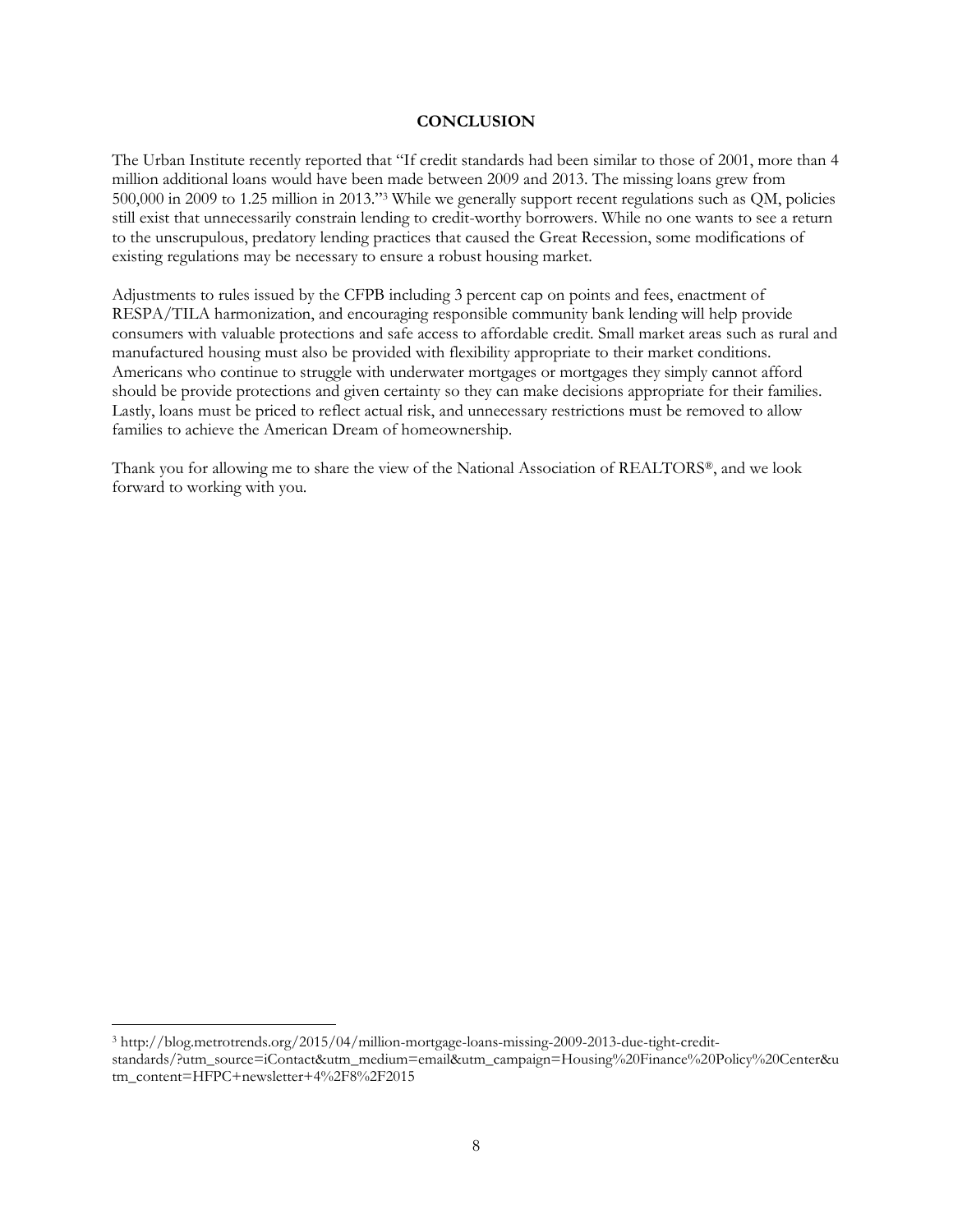## CONCLUSION

The Urban Institute recently reported that "If credit standards had been similar to those of 2001, more than 4 million additional loans would have been made between 2009 and 2013. The missing loans grew from 500,000 in 2009 to 1.25 million in 2013."[3] While we generally support recent regulations such as QM, policies still exist that unnecessarily constrain lending to credit-worthy borrowers. While no one wants to see a return to the unscrupulous, predatory lending practices that caused the Great Recession, some modifications of existing regulations may be necessary to ensure a robust housing market.

Adjustments to rules issued by the CFPB including 3 percent cap on points and fees, enactment of RESPA/TILA harmonization, and encouraging responsible community bank lending will help provide consumers with valuable protections and safe access to affordable credit. Small market areas such as rural and manufactured housing must also be provided with flexibility appropriate to their market conditions. Americans who continue to struggle with underwater mortgages or mortgages they simply cannot afford should be provide protections and given certainty so they can make decisions appropriate for their families. Lastly, loans must be priced to reflect actual risk, and unnecessary restrictions must be removed to allow families to achieve the American Dream of homeownership.

Thank you for allowing me to share the view of the National Association of REALTORS®, and we look forward to working with you.

---

[3] http://blog.metrotrends.org/2015/04/million-mortgage-loans-missing-2009-2013-due-tight-credit-standards/?utm_source=iContact&utm_medium=email&utm_campaign=Housing%20Finance%20Policy%20Center&utm_content=HFPC+newsletter+4%2F8%2F2015